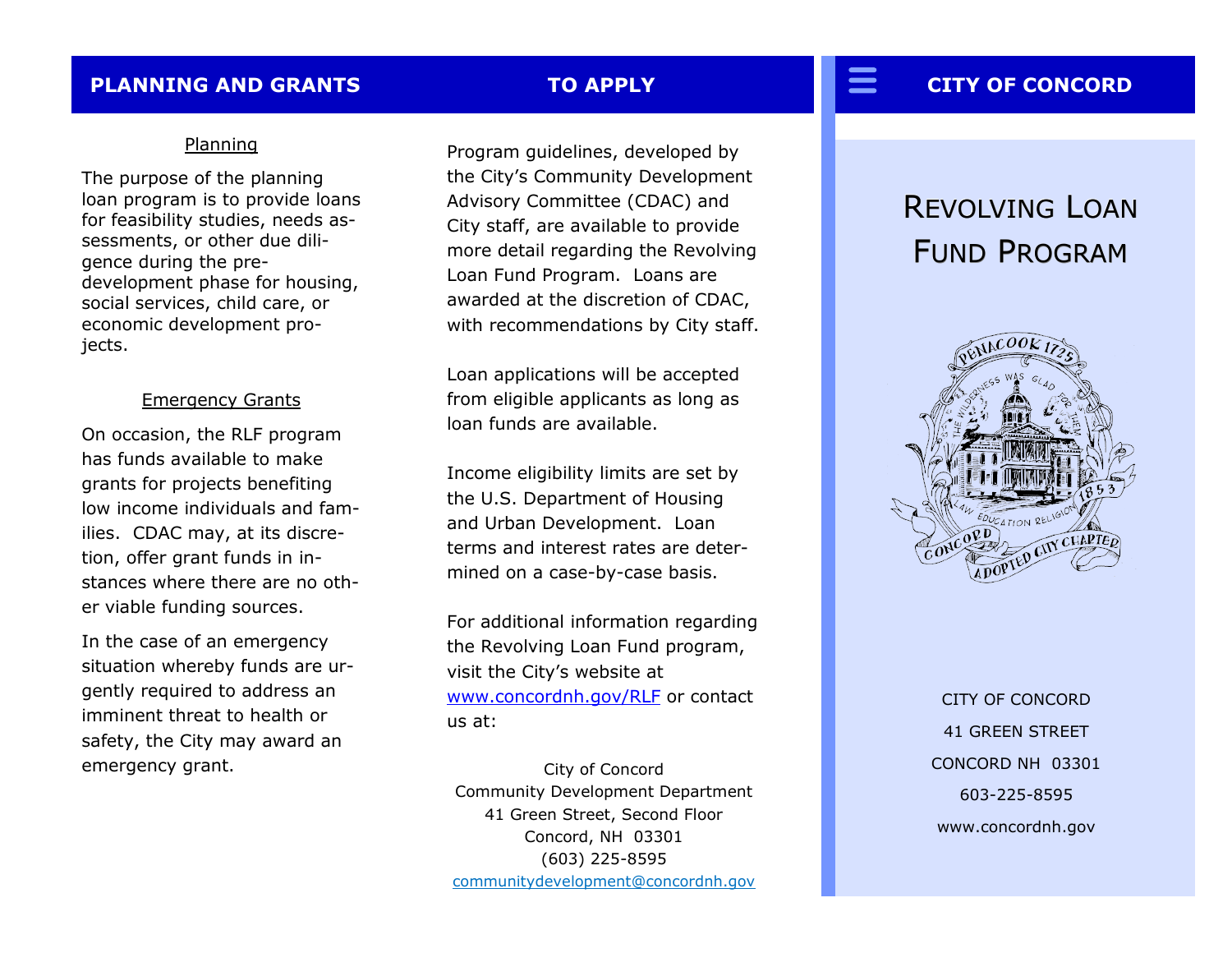## PLANNING AND GRANTS

### Planning

The purpose of the planning loan program is to provide loans for feasibility studies, needs assessments, or other due diligence during the pre-development phase for housing, social services, child care, or economic development projects.

### Emergency Grants

On occasion, the RLF program has funds available to make grants for projects benefiting low income individuals and families. CDAC may, at its discretion, offer grant funds in instances where there are no other viable funding sources.

In the case of an emergency situation whereby funds are urgently required to address an imminent threat to health or safety, the City may award an emergency grant.

## TO APPLY

Program guidelines, developed by the City's Community Development Advisory Committee (CDAC) and City staff, are available to provide more detail regarding the Revolving Loan Fund Program. Loans are awarded at the discretion of CDAC, with recommendations by City staff.

Loan applications will be accepted from eligible applicants as long as loan funds are available.

Income eligibility limits are set by the U.S. Department of Housing and Urban Development. Loan terms and interest rates are determined on a case-by-case basis.

For additional information regarding the Revolving Loan Fund program, visit the City's website at www.concordnh.gov/RLF or contact us at:

City of Concord
Community Development Department
41 Green Street, Second Floor
Concord, NH 03301
(603) 225-8595
communitydevelopment@concordnh.gov

## CITY OF CONCORD

# REVOLVING LOAN FUND PROGRAM

CITY OF CONCORD
41 GREEN STREET
CONCORD NH 03301
603-225-8595
www.concordnh.gov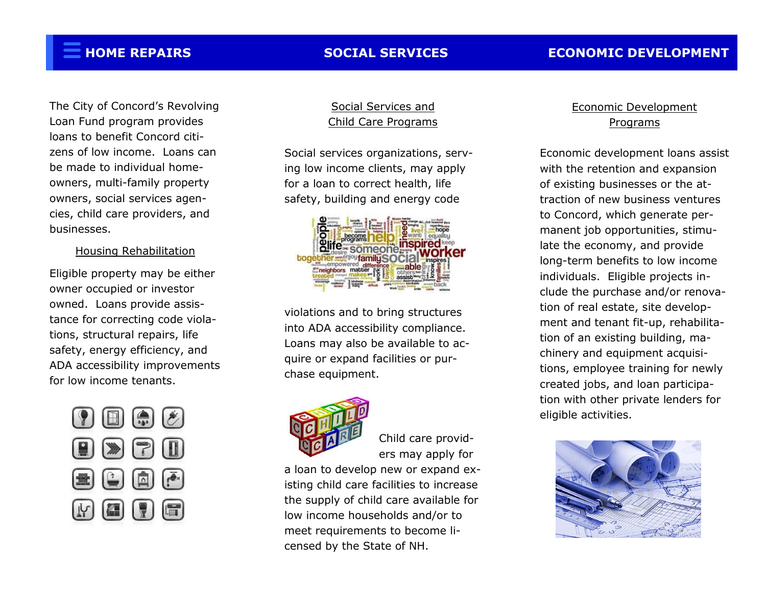## HOME REPAIRS

The City of Concord's Revolving Loan Fund program provides loans to benefit Concord citizens of low income. Loans can be made to individual homeowners, multi-family property owners, social services agencies, child care providers, and businesses.

### Housing Rehabilitation

Eligible property may be either owner occupied or investor owned. Loans provide assistance for correcting code violations, structural repairs, life safety, energy efficiency, and ADA accessibility improvements for low income tenants.

## SOCIAL SERVICES

### Social Services and Child Care Programs

Social services organizations, serving low income clients, may apply for a loan to correct health, life safety, building and energy code violations and to bring structures into ADA accessibility compliance. Loans may also be available to acquire or expand facilities or purchase equipment.

Child care providers may apply for a loan to develop new or expand existing child care facilities to increase the supply of child care available for low income households and/or to meet requirements to become licensed by the State of NH.

## ECONOMIC DEVELOPMENT

### Economic Development Programs

Economic development loans assist with the retention and expansion of existing businesses or the attraction of new business ventures to Concord, which generate permanent job opportunities, stimulate the economy, and provide long-term benefits to low income individuals. Eligible projects include the purchase and/or renovation of real estate, site development and tenant fit-up, rehabilitation of an existing building, machinery and equipment acquisitions, employee training for newly created jobs, and loan participation with other private lenders for eligible activities.